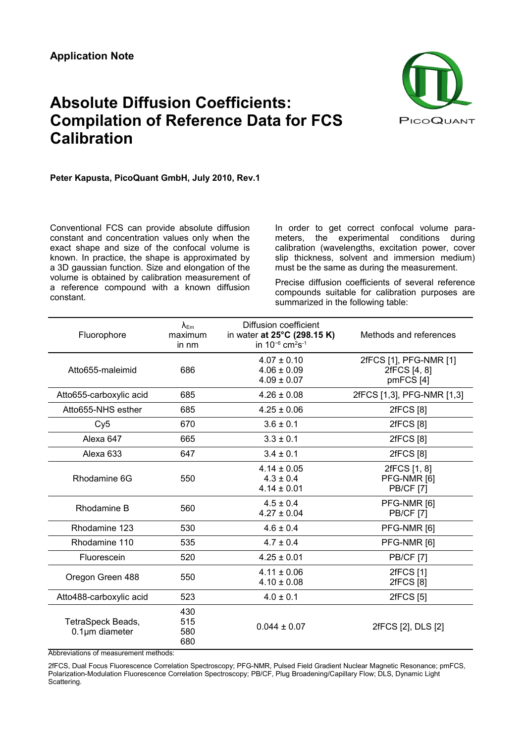**Application Note**

# Absolute Diffusion Coefficients: Compilation of Reference Data for FCS Calibration

**Peter Kapusta, PicoQuant GmbH, July 2010, Rev.1**

Conventional FCS can provide absolute diffusion constant and concentration values only when the exact shape and size of the confocal volume is known. In practice, the shape is approximated by a 3D gaussian function. Size and elongation of the volume is obtained by calibration measurement of a reference compound with a known diffusion constant.

In order to get correct confocal volume parameters, the experimental conditions during calibration (wavelengths, excitation power, cover slip thickness, solvent and immersion medium) must be the same as during the measurement.

Precise diffusion coefficients of several reference compounds suitable for calibration purposes are summarized in the following table:

| Fluorophore | $\lambda_{Em}$ maximum in nm | Diffusion coefficient in water **at 25°C (298.15 K)** in $10^{-6}$ cm$^2$s$^{-1}$ | Methods and references |
|---|---|---|---|
| Atto655-maleimid | 686 | 4.07 ± 0.10<br>4.06 ± 0.09<br>4.09 ± 0.07 | 2fFCS [1], PFG-NMR [1]<br>2fFCS [4, 8]<br>pmFCS [4] |
| Atto655-carboxylic acid | 685 | 4.26 ± 0.08 | 2fFCS [1,3], PFG-NMR [1,3] |
| Atto655-NHS esther | 685 | 4.25 ± 0.06 | 2fFCS [8] |
| Cy5 | 670 | 3.6 ± 0.1 | 2fFCS [8] |
| Alexa 647 | 665 | 3.3 ± 0.1 | 2fFCS [8] |
| Alexa 633 | 647 | 3.4 ± 0.1 | 2fFCS [8] |
| Rhodamine 6G | 550 | 4.14 ± 0.05<br>4.3 ± 0.4<br>4.14 ± 0.01 | 2fFCS [1, 8]<br>PFG-NMR [6]<br>PB/CF [7] |
| Rhodamine B | 560 | 4.5 ± 0.4<br>4.27 ± 0.04 | PFG-NMR [6]<br>PB/CF [7] |
| Rhodamine 123 | 530 | 4.6 ± 0.4 | PFG-NMR [6] |
| Rhodamine 110 | 535 | 4.7 ± 0.4 | PFG-NMR [6] |
| Fluorescein | 520 | 4.25 ± 0.01 | PB/CF [7] |
| Oregon Green 488 | 550 | 4.11 ± 0.06<br>4.10 ± 0.08 | 2fFCS [1]<br>2fFCS [8] |
| Atto488-carboxylic acid | 523 | 4.0 ± 0.1 | 2fFCS [5] |
| TetraSpeck Beads, 0.1µm diameter | 430<br>515<br>580<br>680 | 0.044 ± 0.07 | 2fFCS [2], DLS [2] |

Abbreviations of measurement methods:

2fFCS, Dual Focus Fluorescence Correlation Spectroscopy; PFG-NMR, Pulsed Field Gradient Nuclear Magnetic Resonance; pmFCS, Polarization-Modulation Fluorescence Correlation Spectroscopy; PB/CF, Plug Broadening/Capillary Flow; DLS, Dynamic Light Scattering.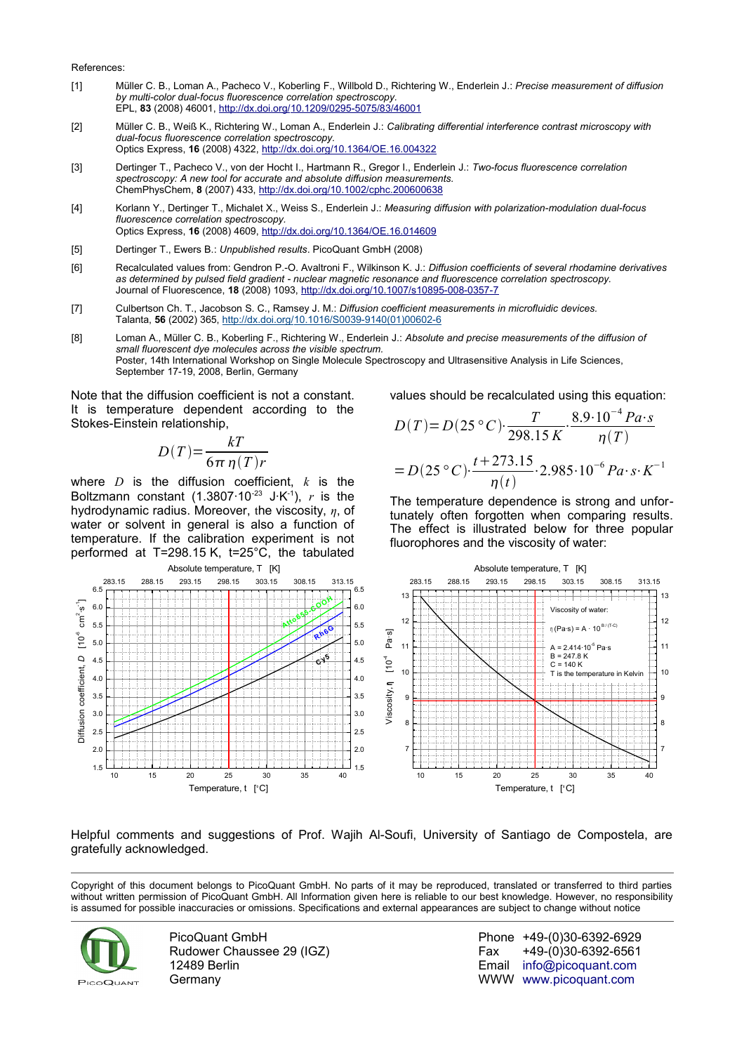References:

[1] Müller C. B., Loman A., Pacheco V., Koberling F., Willbold D., Richtering W., Enderlein J.: *Precise measurement of diffusion by multi-color dual-focus fluorescence correlation spectroscopy.* EPL, **83** (2008) 46001, http://dx.doi.org/10.1209/0295-5075/83/46001

[2] Müller C. B., Weiß K., Richtering W., Loman A., Enderlein J.: *Calibrating differential interference contrast microscopy with dual-focus fluorescence correlation spectroscopy.* Optics Express, **16** (2008) 4322, http://dx.doi.org/10.1364/OE.16.004322

[3] Dertinger T., Pacheco V., von der Hocht I., Hartmann R., Gregor I., Enderlein J.: *Two-focus fluorescence correlation spectroscopy: A new tool for accurate and absolute diffusion measurements.* ChemPhysChem, **8** (2007) 433, http://dx.doi.org/10.1002/cphc.200600638

[4] Korlann Y., Dertinger T., Michalet X., Weiss S., Enderlein J.: *Measuring diffusion with polarization-modulation dual-focus fluorescence correlation spectroscopy.* Optics Express, **16** (2008) 4609, http://dx.doi.org/10.1364/OE.16.014609

[5] Dertinger T., Ewers B.: *Unpublished results*. PicoQuant GmbH (2008)

[6] Recalculated values from: Gendron P.-O. Avaltroni F., Wilkinson K. J.: *Diffusion coefficients of several rhodamine derivatives as determined by pulsed field gradient - nuclear magnetic resonance and fluorescence correlation spectroscopy.* Journal of Fluorescence, **18** (2008) 1093, http://dx.doi.org/10.1007/s10895-008-0357-7

[7] Culbertson Ch. T., Jacobson S. C., Ramsey J. M.: *Diffusion coefficient measurements in microfluidic devices.* Talanta, **56** (2002) 365, http://dx.doi.org/10.1016/S0039-9140(01)00602-6

[8] Loman A., Müller C. B., Koberling F., Richtering W., Enderlein J.: *Absolute and precise measurements of the diffusion of small fluorescent dye molecules across the visible spectrum.* Poster, 14th International Workshop on Single Molecule Spectroscopy and Ultrasensitive Analysis in Life Sciences, September 17-19, 2008, Berlin, Germany

Note that the diffusion coefficient is not a constant. It is temperature dependent according to the Stokes-Einstein relationship,

$$D(T) = \frac{kT}{6\pi\,\eta(T)\,r}$$

where $D$ is the diffusion coefficient, $k$ is the Boltzmann constant ($1.3807\cdot10^{-23}$ J·K$^{-1}$), $r$ is the hydrodynamic radius. Moreover, the viscosity, $\eta$, of water or solvent in general is also a function of temperature. If the calibration experiment is not performed at T=298.15 K, t=25°C, the tabulated values should be recalculated using this equation:

$$D(T) = D(25\,^\circ C)\cdot\frac{T}{298.15\,K}\cdot\frac{8.9\cdot10^{-4}\,Pa\cdot s}{\eta(T)}$$

$$= D(25\,^\circ C)\cdot\frac{t+273.15}{\eta(t)}\cdot 2.985\cdot10^{-6}\,Pa\cdot s\cdot K^{-1}$$

The temperature dependence is strong and unfortunately often forgotten when comparing results. The effect is illustrated below for three popular fluorophores and the viscosity of water:

Absolute temperature, T [K]
283.15 288.15 293.15 298.15 303.15 308.15 313.15
Diffusion coefficient, D [$10^{-6}$ cm$^2$s$^{-1}$]
Atto655-COOH
Rh6G
Cy5
Temperature, t [°C]
10 15 20 25 30 35 40

Absolute temperature, T [K]
283.15 288.15 293.15 298.15 303.15 308.15 313.15
Viscosity, η [$10^{-4}$ Pa·s]
Viscosity of water:
$\eta\,(Pa\cdot s) = A\cdot10^{B/(T-C)}$
A = $2.414\cdot10^{-5}$ Pa·s
B = 247.8 K
C = 140 K
T is the temperature in Kelvin
Temperature, t [°C]
10 15 20 25 30 35 40

Helpful comments and suggestions of Prof. Wajih Al-Soufi, University of Santiago de Compostela, are gratefully acknowledged.

Copyright of this document belongs to PicoQuant GmbH. No parts of it may be reproduced, translated or transferred to third parties without written permission of PicoQuant GmbH. All Information given here is reliable to our best knowledge. However, no responsibility is assumed for possible inaccuracies or omissions. Specifications and external appearances are subject to change without notice

PicoQuant GmbH
Rudower Chaussee 29 (IGZ)
12489 Berlin
Germany

Phone +49-(0)30-6392-6929
Fax +49-(0)30-6392-6561
Email info@picoquant.com
WWW www.picoquant.com